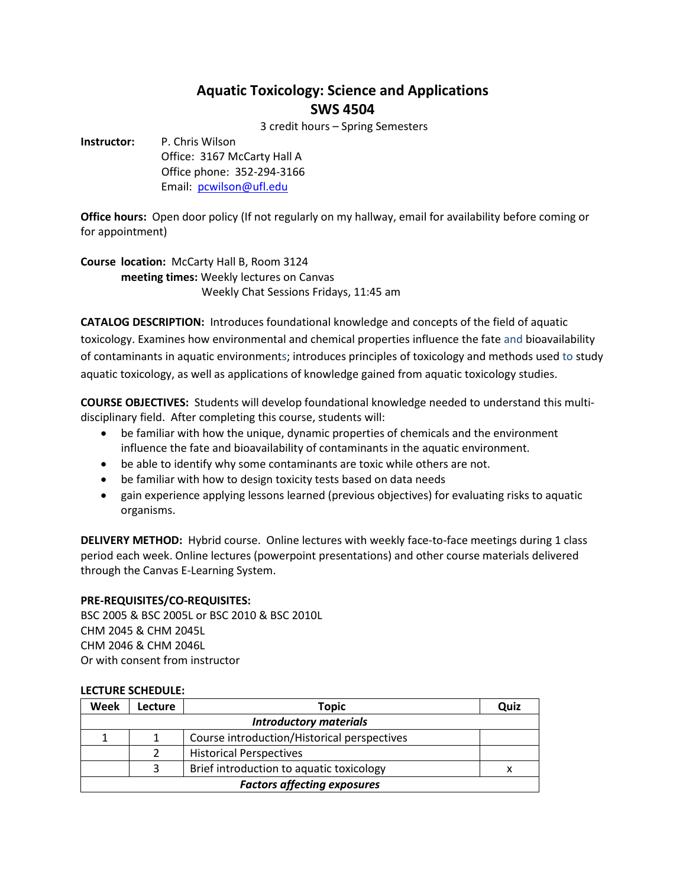# Aquatic Toxicology: Science and Applications
# SWS 4504

3 credit hours – Spring Semesters

**Instructor:** P. Chris Wilson
Office: 3167 McCarty Hall A
Office phone: 352-294-3166
Email: pcwilson@ufl.edu

**Office hours:** Open door policy (If not regularly on my hallway, email for availability before coming or for appointment)

**Course location:** McCarty Hall B, Room 3124
**meeting times:** Weekly lectures on Canvas
Weekly Chat Sessions Fridays, 11:45 am

**CATALOG DESCRIPTION:** Introduces foundational knowledge and concepts of the field of aquatic toxicology. Examines how environmental and chemical properties influence the fate and bioavailability of contaminants in aquatic environments; introduces principles of toxicology and methods used to study aquatic toxicology, as well as applications of knowledge gained from aquatic toxicology studies.

**COURSE OBJECTIVES:** Students will develop foundational knowledge needed to understand this multi-disciplinary field. After completing this course, students will:

- be familiar with how the unique, dynamic properties of chemicals and the environment influence the fate and bioavailability of contaminants in the aquatic environment.
- be able to identify why some contaminants are toxic while others are not.
- be familiar with how to design toxicity tests based on data needs
- gain experience applying lessons learned (previous objectives) for evaluating risks to aquatic organisms.

**DELIVERY METHOD:** Hybrid course. Online lectures with weekly face-to-face meetings during 1 class period each week. Online lectures (powerpoint presentations) and other course materials delivered through the Canvas E-Learning System.

**PRE-REQUISITES/CO-REQUISITES:**
BSC 2005 & BSC 2005L or BSC 2010 & BSC 2010L
CHM 2045 & CHM 2045L
CHM 2046 & CHM 2046L
Or with consent from instructor

**LECTURE SCHEDULE:**

| Week | Lecture | Topic | Quiz |
|---|---|---|---|
| | | ***Introductory materials*** | |
| 1 | 1 | Course introduction/Historical perspectives | |
| | 2 | Historical Perspectives | |
| | 3 | Brief introduction to aquatic toxicology | x |
| | | ***Factors affecting exposures*** | |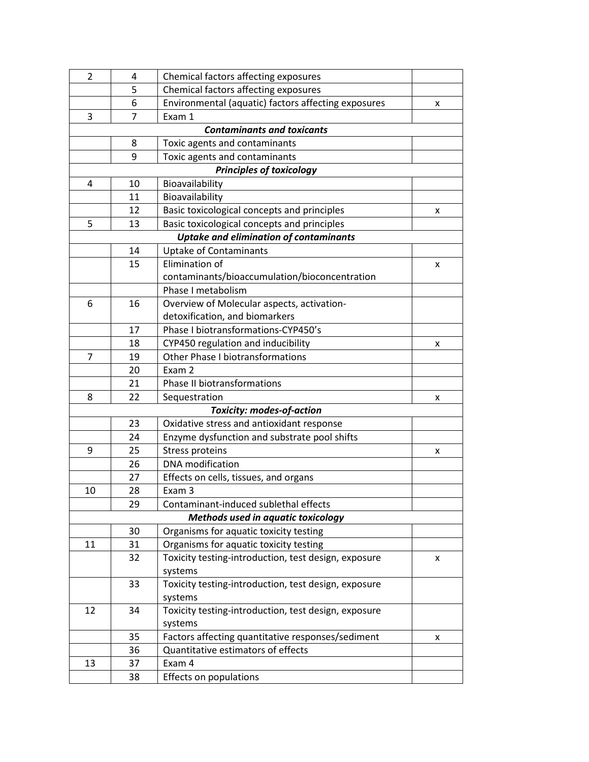| 2 | 4 | Chemical factors affecting exposures | |
|---|---|---|---|
| | 5 | Chemical factors affecting exposures | |
| | 6 | Environmental (aquatic) factors affecting exposures | x |
| 3 | 7 | Exam 1 | |
| | | ***Contaminants and toxicants*** | |
| | 8 | Toxic agents and contaminants | |
| | 9 | Toxic agents and contaminants | |
| | | ***Principles of toxicology*** | |
| 4 | 10 | Bioavailability | |
| | 11 | Bioavailability | |
| | 12 | Basic toxicological concepts and principles | x |
| 5 | 13 | Basic toxicological concepts and principles | |
| | | ***Uptake and elimination of contaminants*** | |
| | 14 | Uptake of Contaminants | |
| | 15 | Elimination of contaminants/bioaccumulation/bioconcentration | x |
| | | Phase I metabolism | |
| 6 | 16 | Overview of Molecular aspects, activation-detoxification, and biomarkers | |
| | 17 | Phase I biotransformations-CYP450's | |
| | 18 | CYP450 regulation and inducibility | x |
| 7 | 19 | Other Phase I biotransformations | |
| | 20 | Exam 2 | |
| | 21 | Phase II biotransformations | |
| 8 | 22 | Sequestration | x |
| | | ***Toxicity: modes-of-action*** | |
| | 23 | Oxidative stress and antioxidant response | |
| | 24 | Enzyme dysfunction and substrate pool shifts | |
| 9 | 25 | Stress proteins | x |
| | 26 | DNA modification | |
| | 27 | Effects on cells, tissues, and organs | |
| 10 | 28 | Exam 3 | |
| | 29 | Contaminant-induced sublethal effects | |
| | | ***Methods used in aquatic toxicology*** | |
| | 30 | Organisms for aquatic toxicity testing | |
| 11 | 31 | Organisms for aquatic toxicity testing | |
| | 32 | Toxicity testing-introduction, test design, exposure systems | x |
| | 33 | Toxicity testing-introduction, test design, exposure systems | |
| 12 | 34 | Toxicity testing-introduction, test design, exposure systems | |
| | 35 | Factors affecting quantitative responses/sediment | x |
| | 36 | Quantitative estimators of effects | |
| 13 | 37 | Exam 4 | |
| | 38 | Effects on populations | |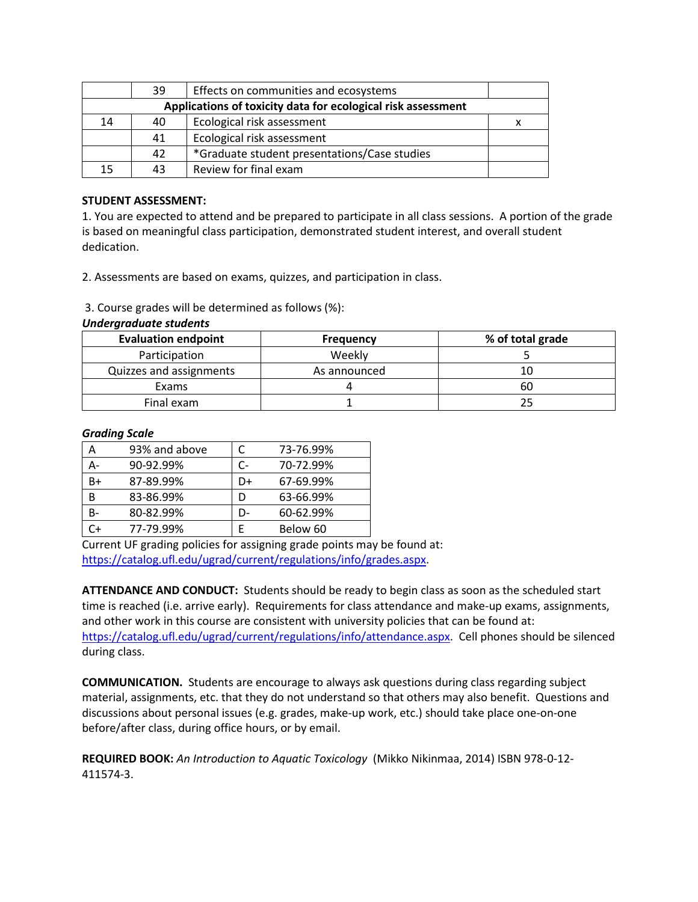|  | 39 | Effects on communities and ecosystems |  |
|---|---|---|---|
| **Applications of toxicity data for ecological risk assessment** | | | |
| 14 | 40 | Ecological risk assessment | x |
|  | 41 | Ecological risk assessment |  |
|  | 42 | *Graduate student presentations/Case studies |  |
| 15 | 43 | Review for final exam |  |

**STUDENT ASSESSMENT:**

1. You are expected to attend and be prepared to participate in all class sessions. A portion of the grade is based on meaningful class participation, demonstrated student interest, and overall student dedication.

2. Assessments are based on exams, quizzes, and participation in class.

3. Course grades will be determined as follows (%):

***Undergraduate students***

| Evaluation endpoint | Frequency | % of total grade |
|---|---|---|
| Participation | Weekly | 5 |
| Quizzes and assignments | As announced | 10 |
| Exams | 4 | 60 |
| Final exam | 1 | 25 |

***Grading Scale***

| | | | |
|---|---|---|---|
| A | 93% and above | C | 73-76.99% |
| A- | 90-92.99% | C- | 70-72.99% |
| B+ | 87-89.99% | D+ | 67-69.99% |
| B | 83-86.99% | D | 63-66.99% |
| B- | 80-82.99% | D- | 60-62.99% |
| C+ | 77-79.99% | E | Below 60 |

Current UF grading policies for assigning grade points may be found at: https://catalog.ufl.edu/ugrad/current/regulations/info/grades.aspx.

**ATTENDANCE AND CONDUCT:** Students should be ready to begin class as soon as the scheduled start time is reached (i.e. arrive early). Requirements for class attendance and make-up exams, assignments, and other work in this course are consistent with university policies that can be found at: https://catalog.ufl.edu/ugrad/current/regulations/info/attendance.aspx. Cell phones should be silenced during class.

**COMMUNICATION.** Students are encourage to always ask questions during class regarding subject material, assignments, etc. that they do not understand so that others may also benefit. Questions and discussions about personal issues (e.g. grades, make-up work, etc.) should take place one-on-one before/after class, during office hours, or by email.

**REQUIRED BOOK:** *An Introduction to Aquatic Toxicology* (Mikko Nikinmaa, 2014) ISBN 978-0-12-411574-3.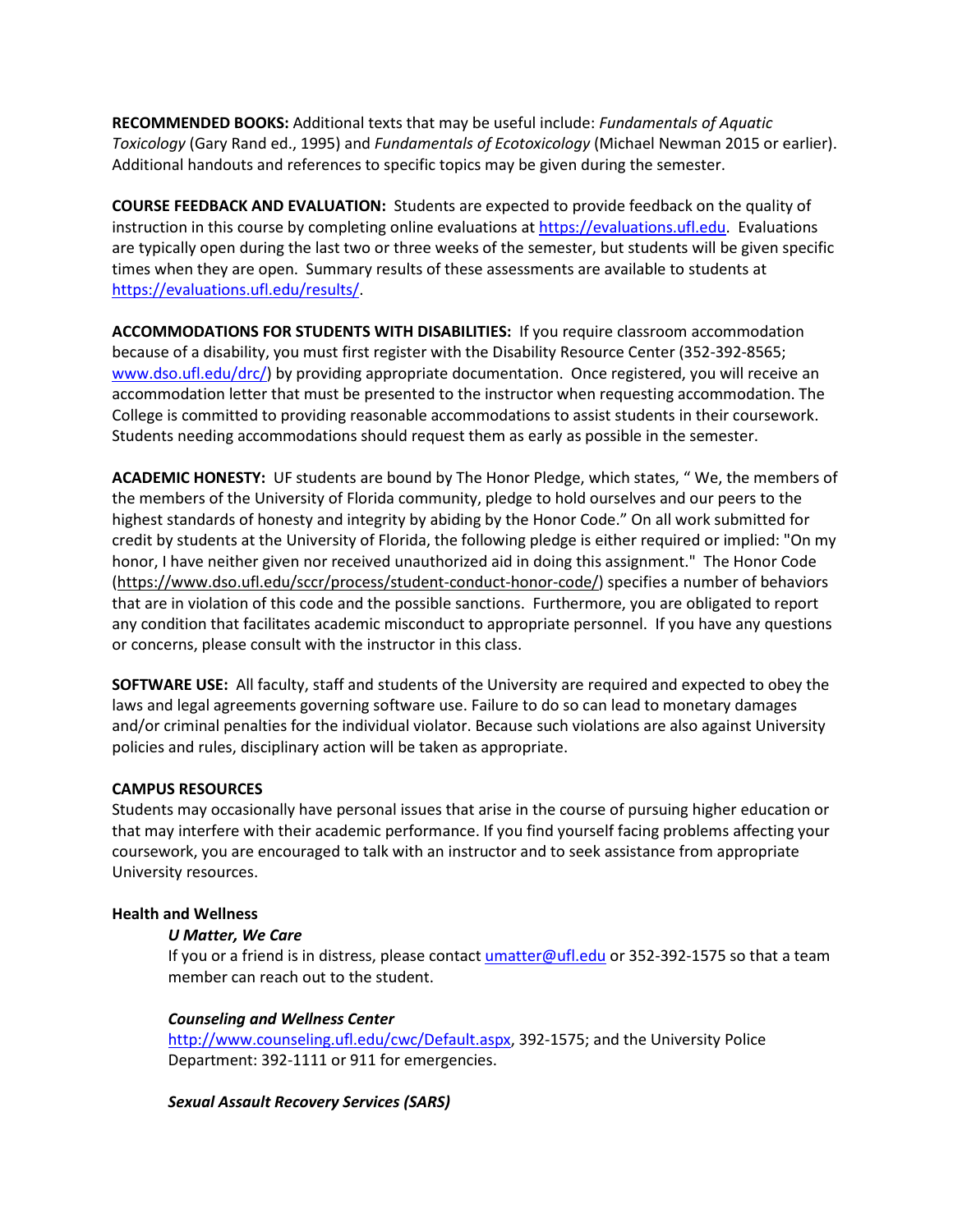**RECOMMENDED BOOKS:** Additional texts that may be useful include: *Fundamentals of Aquatic Toxicology* (Gary Rand ed., 1995) and *Fundamentals of Ecotoxicology* (Michael Newman 2015 or earlier). Additional handouts and references to specific topics may be given during the semester.

**COURSE FEEDBACK AND EVALUATION:** Students are expected to provide feedback on the quality of instruction in this course by completing online evaluations at https://evaluations.ufl.edu. Evaluations are typically open during the last two or three weeks of the semester, but students will be given specific times when they are open. Summary results of these assessments are available to students at https://evaluations.ufl.edu/results/.

**ACCOMMODATIONS FOR STUDENTS WITH DISABILITIES:** If you require classroom accommodation because of a disability, you must first register with the Disability Resource Center (352-392-8565; www.dso.ufl.edu/drc/) by providing appropriate documentation. Once registered, you will receive an accommodation letter that must be presented to the instructor when requesting accommodation. The College is committed to providing reasonable accommodations to assist students in their coursework. Students needing accommodations should request them as early as possible in the semester.

**ACADEMIC HONESTY:** UF students are bound by The Honor Pledge, which states, " We, the members of the members of the University of Florida community, pledge to hold ourselves and our peers to the highest standards of honesty and integrity by abiding by the Honor Code." On all work submitted for credit by students at the University of Florida, the following pledge is either required or implied: "On my honor, I have neither given nor received unauthorized aid in doing this assignment." The Honor Code (https://www.dso.ufl.edu/sccr/process/student-conduct-honor-code/) specifies a number of behaviors that are in violation of this code and the possible sanctions. Furthermore, you are obligated to report any condition that facilitates academic misconduct to appropriate personnel. If you have any questions or concerns, please consult with the instructor in this class.

**SOFTWARE USE:** All faculty, staff and students of the University are required and expected to obey the laws and legal agreements governing software use. Failure to do so can lead to monetary damages and/or criminal penalties for the individual violator. Because such violations are also against University policies and rules, disciplinary action will be taken as appropriate.

**CAMPUS RESOURCES**

Students may occasionally have personal issues that arise in the course of pursuing higher education or that may interfere with their academic performance. If you find yourself facing problems affecting your coursework, you are encouraged to talk with an instructor and to seek assistance from appropriate University resources.

**Health and Wellness**

***U Matter, We Care***

If you or a friend is in distress, please contact umatter@ufl.edu or 352-392-1575 so that a team member can reach out to the student.

***Counseling and Wellness Center***

http://www.counseling.ufl.edu/cwc/Default.aspx, 392-1575; and the University Police Department: 392-1111 or 911 for emergencies.

***Sexual Assault Recovery Services (SARS)***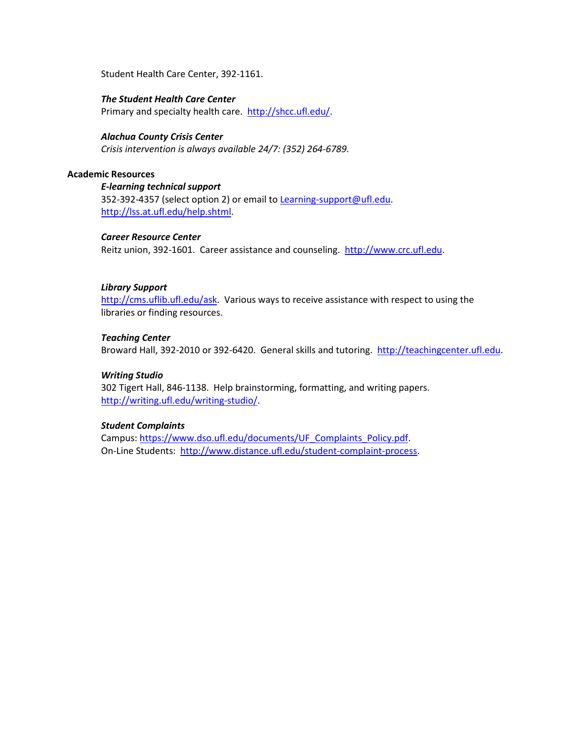Student Health Care Center, 392-1161.

***The Student Health Care Center***
Primary and specialty health care. http://shcc.ufl.edu/.

***Alachua County Crisis Center***
*Crisis intervention is always available 24/7: (352) 264-6789.*

**Academic Resources**

***E-learning technical support***
352-392-4357 (select option 2) or email to Learning-support@ufl.edu.
http://lss.at.ufl.edu/help.shtml.

***Career Resource Center***
Reitz union, 392-1601. Career assistance and counseling. http://www.crc.ufl.edu.

***Library Support***
http://cms.uflib.ufl.edu/ask. Various ways to receive assistance with respect to using the libraries or finding resources.

***Teaching Center***
Broward Hall, 392-2010 or 392-6420. General skills and tutoring. http://teachingcenter.ufl.edu.

***Writing Studio***
302 Tigert Hall, 846-1138. Help brainstorming, formatting, and writing papers.
http://writing.ufl.edu/writing-studio/.

***Student Complaints***
Campus: https://www.dso.ufl.edu/documents/UF_Complaints_Policy.pdf.
On-Line Students: http://www.distance.ufl.edu/student-complaint-process.